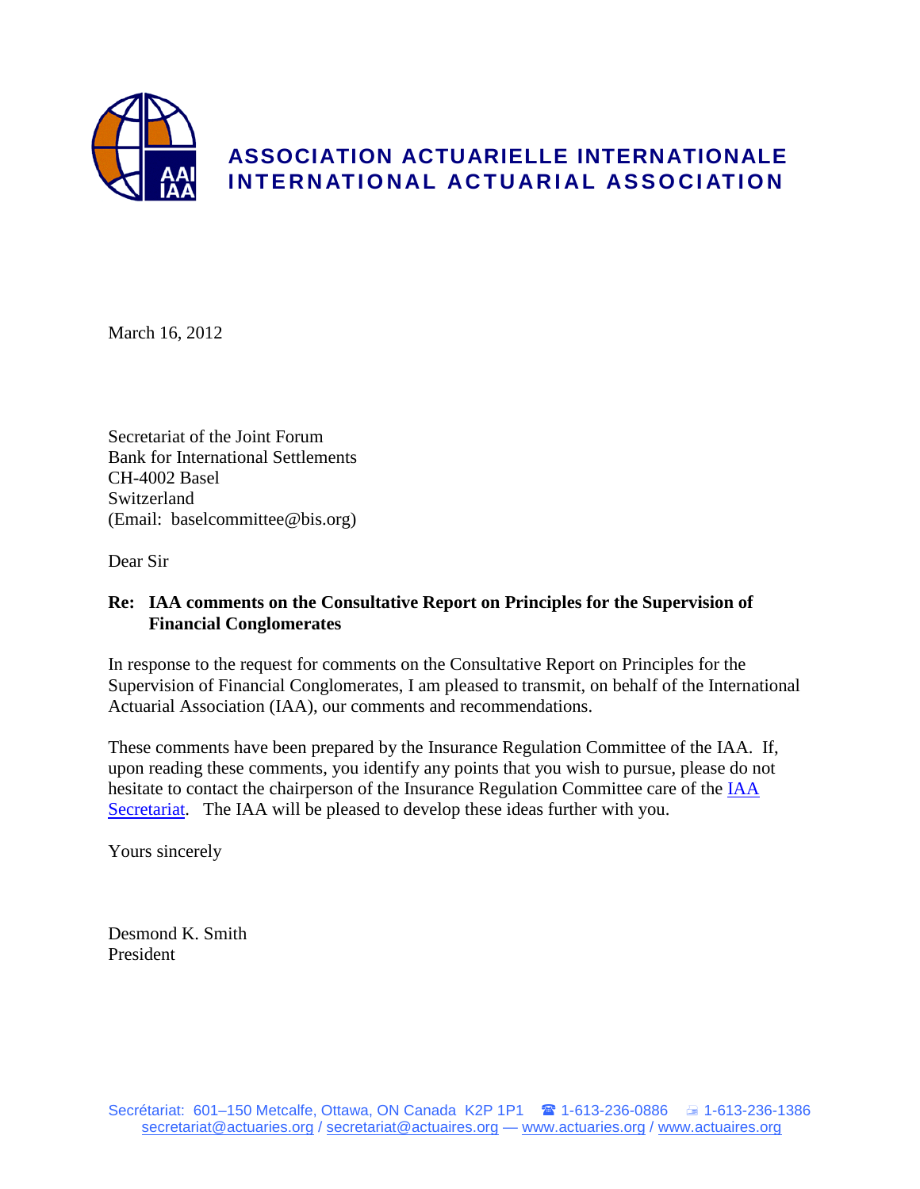**ASSOCIATION ACTUARIELLE INTERNATIONALE**
**INTERNATIONAL ACTUARIAL ASSOCIATION**

March 16, 2012

Secretariat of the Joint Forum
Bank for International Settlements
CH-4002 Basel
Switzerland
(Email: baselcommittee@bis.org)

Dear Sir

**Re: IAA comments on the Consultative Report on Principles for the Supervision of Financial Conglomerates**

In response to the request for comments on the Consultative Report on Principles for the Supervision of Financial Conglomerates, I am pleased to transmit, on behalf of the International Actuarial Association (IAA), our comments and recommendations.

These comments have been prepared by the Insurance Regulation Committee of the IAA. If, upon reading these comments, you identify any points that you wish to pursue, please do not hesitate to contact the chairperson of the Insurance Regulation Committee care of the IAA Secretariat. The IAA will be pleased to develop these ideas further with you.

Yours sincerely

Desmond K. Smith
President

Secrétariat: 601–150 Metcalfe, Ottawa, ON Canada K2P 1P1 ☎ 1-613-236-0886 1-613-236-1386
secretariat@actuaries.org / secretariat@actuaires.org — www.actuaries.org / www.actuaires.org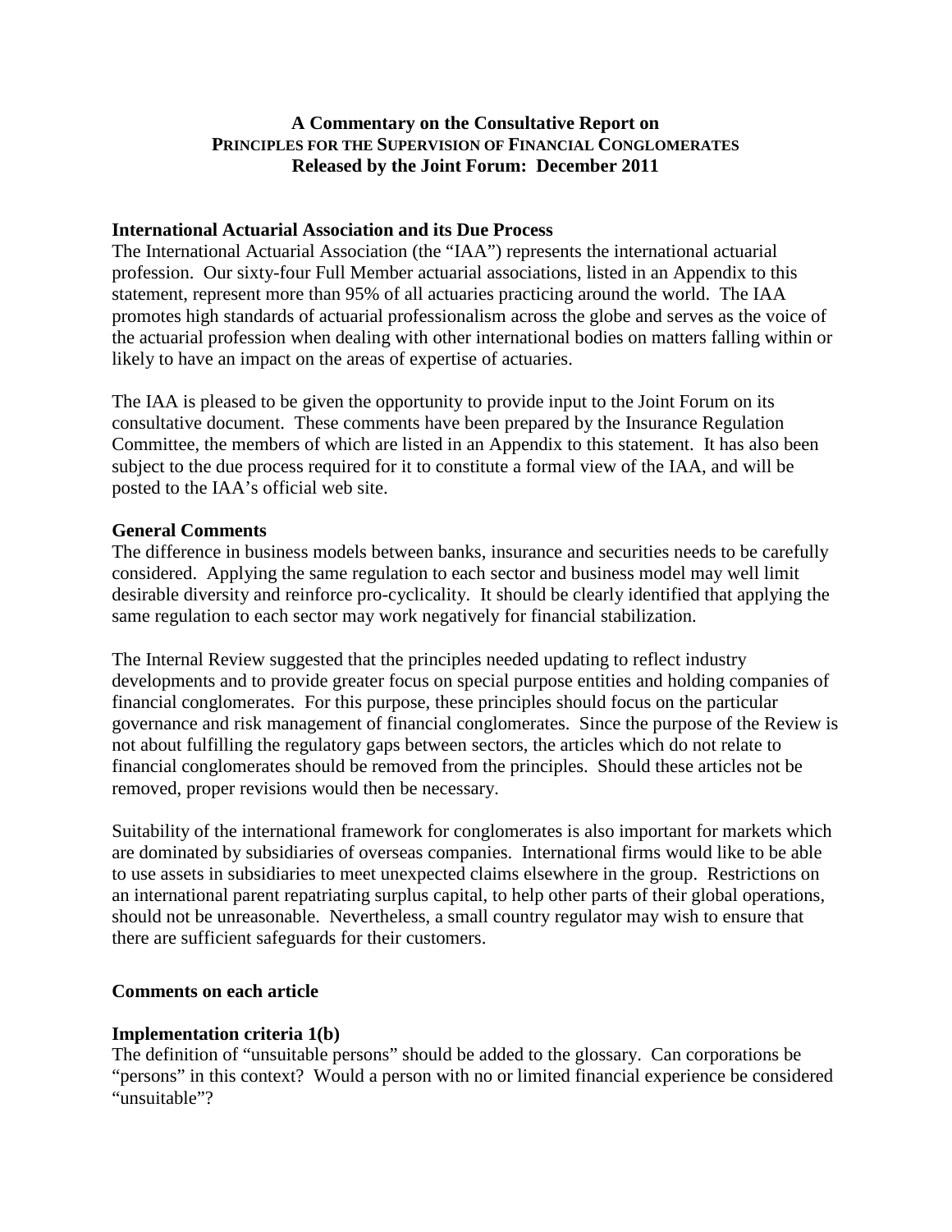**A Commentary on the Consultative Report on**
**PRINCIPLES FOR THE SUPERVISION OF FINANCIAL CONGLOMERATES**
**Released by the Joint Forum: December 2011**

### International Actuarial Association and its Due Process

The International Actuarial Association (the "IAA") represents the international actuarial profession. Our sixty-four Full Member actuarial associations, listed in an Appendix to this statement, represent more than 95% of all actuaries practicing around the world. The IAA promotes high standards of actuarial professionalism across the globe and serves as the voice of the actuarial profession when dealing with other international bodies on matters falling within or likely to have an impact on the areas of expertise of actuaries.

The IAA is pleased to be given the opportunity to provide input to the Joint Forum on its consultative document. These comments have been prepared by the Insurance Regulation Committee, the members of which are listed in an Appendix to this statement. It has also been subject to the due process required for it to constitute a formal view of the IAA, and will be posted to the IAA's official web site.

### General Comments

The difference in business models between banks, insurance and securities needs to be carefully considered. Applying the same regulation to each sector and business model may well limit desirable diversity and reinforce pro-cyclicality. It should be clearly identified that applying the same regulation to each sector may work negatively for financial stabilization.

The Internal Review suggested that the principles needed updating to reflect industry developments and to provide greater focus on special purpose entities and holding companies of financial conglomerates. For this purpose, these principles should focus on the particular governance and risk management of financial conglomerates. Since the purpose of the Review is not about fulfilling the regulatory gaps between sectors, the articles which do not relate to financial conglomerates should be removed from the principles. Should these articles not be removed, proper revisions would then be necessary.

Suitability of the international framework for conglomerates is also important for markets which are dominated by subsidiaries of overseas companies. International firms would like to be able to use assets in subsidiaries to meet unexpected claims elsewhere in the group. Restrictions on an international parent repatriating surplus capital, to help other parts of their global operations, should not be unreasonable. Nevertheless, a small country regulator may wish to ensure that there are sufficient safeguards for their customers.

### Comments on each article

### Implementation criteria 1(b)

The definition of "unsuitable persons" should be added to the glossary. Can corporations be "persons" in this context? Would a person with no or limited financial experience be considered "unsuitable"?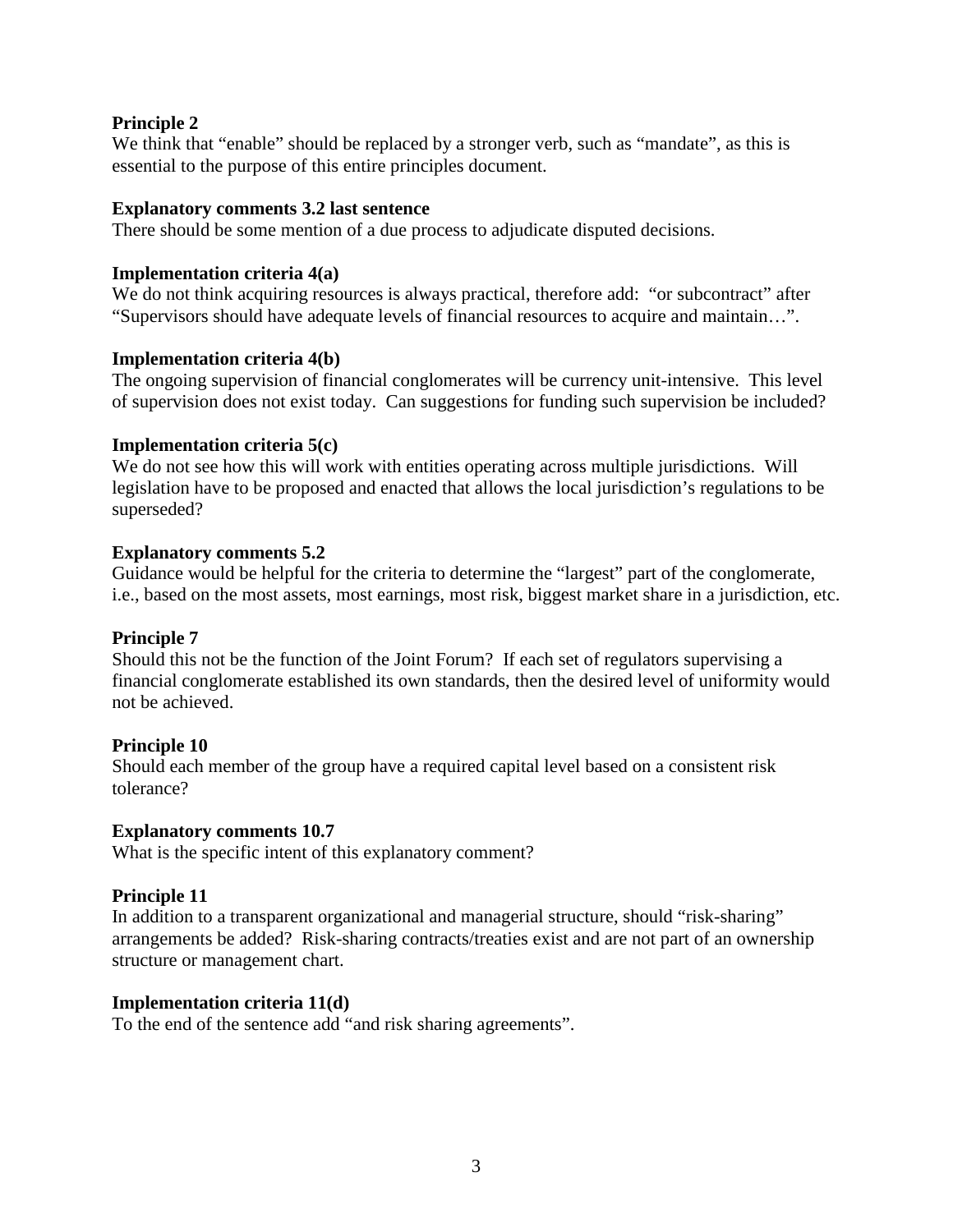**Principle 2**

We think that “enable” should be replaced by a stronger verb, such as “mandate”, as this is essential to the purpose of this entire principles document.

**Explanatory comments 3.2 last sentence**

There should be some mention of a due process to adjudicate disputed decisions.

**Implementation criteria 4(a)**

We do not think acquiring resources is always practical, therefore add: “or subcontract” after “Supervisors should have adequate levels of financial resources to acquire and maintain…”.

**Implementation criteria 4(b)**

The ongoing supervision of financial conglomerates will be currency unit-intensive. This level of supervision does not exist today. Can suggestions for funding such supervision be included?

**Implementation criteria 5(c)**

We do not see how this will work with entities operating across multiple jurisdictions. Will legislation have to be proposed and enacted that allows the local jurisdiction’s regulations to be superseded?

**Explanatory comments 5.2**

Guidance would be helpful for the criteria to determine the “largest” part of the conglomerate, i.e., based on the most assets, most earnings, most risk, biggest market share in a jurisdiction, etc.

**Principle 7**

Should this not be the function of the Joint Forum? If each set of regulators supervising a financial conglomerate established its own standards, then the desired level of uniformity would not be achieved.

**Principle 10**

Should each member of the group have a required capital level based on a consistent risk tolerance?

**Explanatory comments 10.7**

What is the specific intent of this explanatory comment?

**Principle 11**

In addition to a transparent organizational and managerial structure, should “risk-sharing” arrangements be added? Risk-sharing contracts/treaties exist and are not part of an ownership structure or management chart.

**Implementation criteria 11(d)**

To the end of the sentence add “and risk sharing agreements”.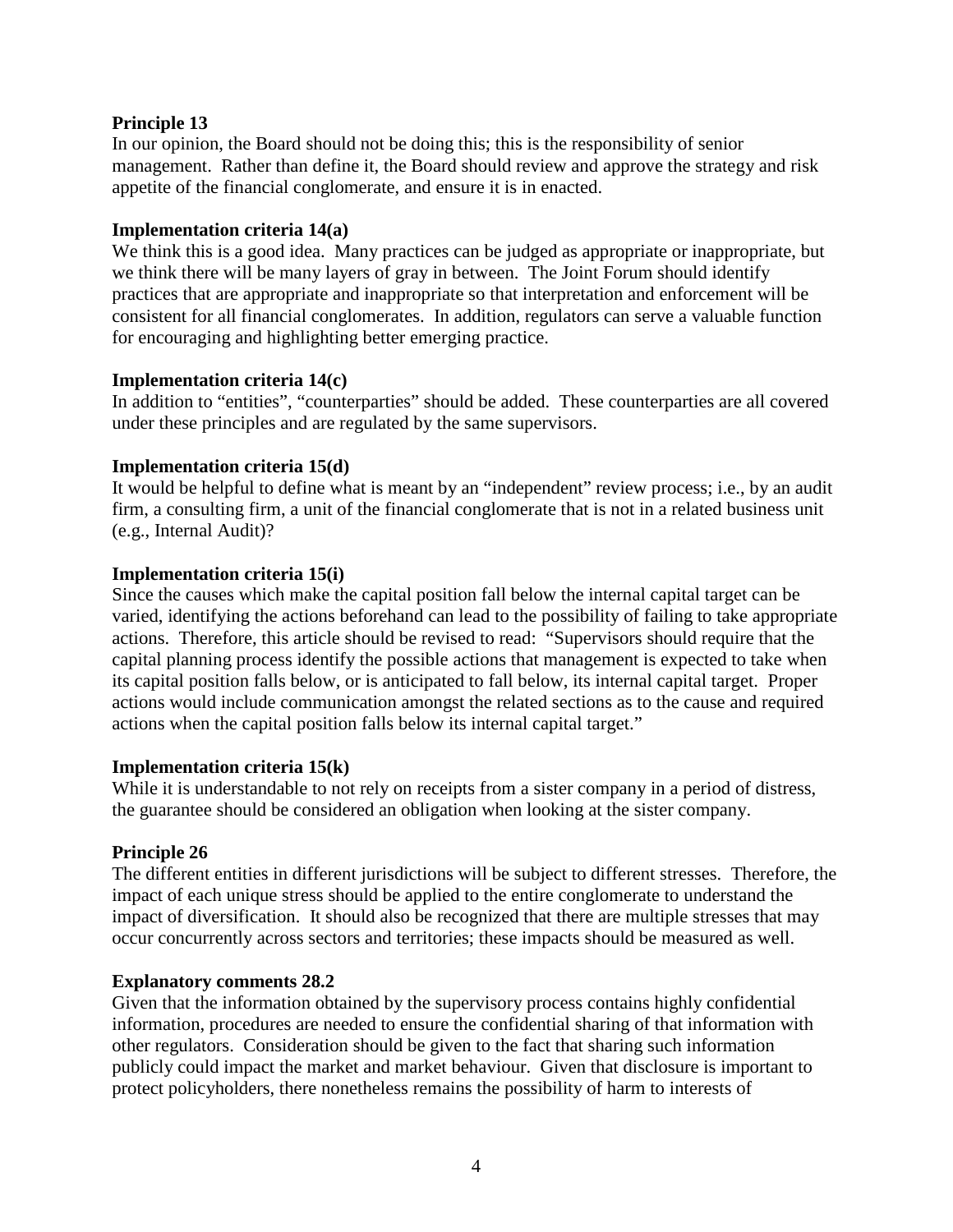**Principle 13**

In our opinion, the Board should not be doing this; this is the responsibility of senior management. Rather than define it, the Board should review and approve the strategy and risk appetite of the financial conglomerate, and ensure it is in enacted.

**Implementation criteria 14(a)**

We think this is a good idea. Many practices can be judged as appropriate or inappropriate, but we think there will be many layers of gray in between. The Joint Forum should identify practices that are appropriate and inappropriate so that interpretation and enforcement will be consistent for all financial conglomerates. In addition, regulators can serve a valuable function for encouraging and highlighting better emerging practice.

**Implementation criteria 14(c)**

In addition to "entities", "counterparties" should be added. These counterparties are all covered under these principles and are regulated by the same supervisors.

**Implementation criteria 15(d)**

It would be helpful to define what is meant by an "independent" review process; i.e., by an audit firm, a consulting firm, a unit of the financial conglomerate that is not in a related business unit (e.g., Internal Audit)?

**Implementation criteria 15(i)**

Since the causes which make the capital position fall below the internal capital target can be varied, identifying the actions beforehand can lead to the possibility of failing to take appropriate actions. Therefore, this article should be revised to read: "Supervisors should require that the capital planning process identify the possible actions that management is expected to take when its capital position falls below, or is anticipated to fall below, its internal capital target. Proper actions would include communication amongst the related sections as to the cause and required actions when the capital position falls below its internal capital target."

**Implementation criteria 15(k)**

While it is understandable to not rely on receipts from a sister company in a period of distress, the guarantee should be considered an obligation when looking at the sister company.

**Principle 26**

The different entities in different jurisdictions will be subject to different stresses. Therefore, the impact of each unique stress should be applied to the entire conglomerate to understand the impact of diversification. It should also be recognized that there are multiple stresses that may occur concurrently across sectors and territories; these impacts should be measured as well.

**Explanatory comments 28.2**

Given that the information obtained by the supervisory process contains highly confidential information, procedures are needed to ensure the confidential sharing of that information with other regulators. Consideration should be given to the fact that sharing such information publicly could impact the market and market behaviour. Given that disclosure is important to protect policyholders, there nonetheless remains the possibility of harm to interests of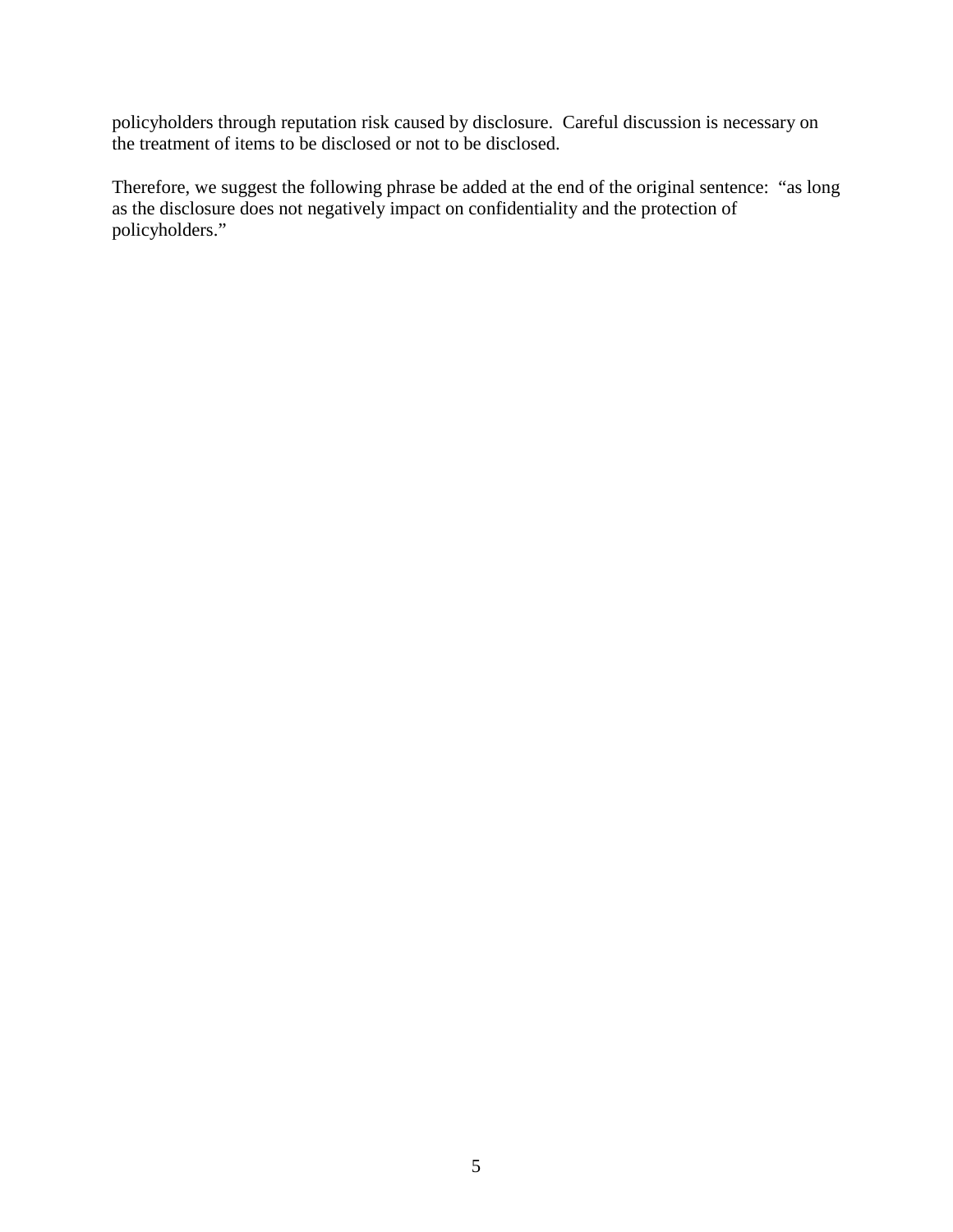policyholders through reputation risk caused by disclosure.  Careful discussion is necessary on the treatment of items to be disclosed or not to be disclosed.

Therefore, we suggest the following phrase be added at the end of the original sentence:  "as long as the disclosure does not negatively impact on confidentiality and the protection of policyholders."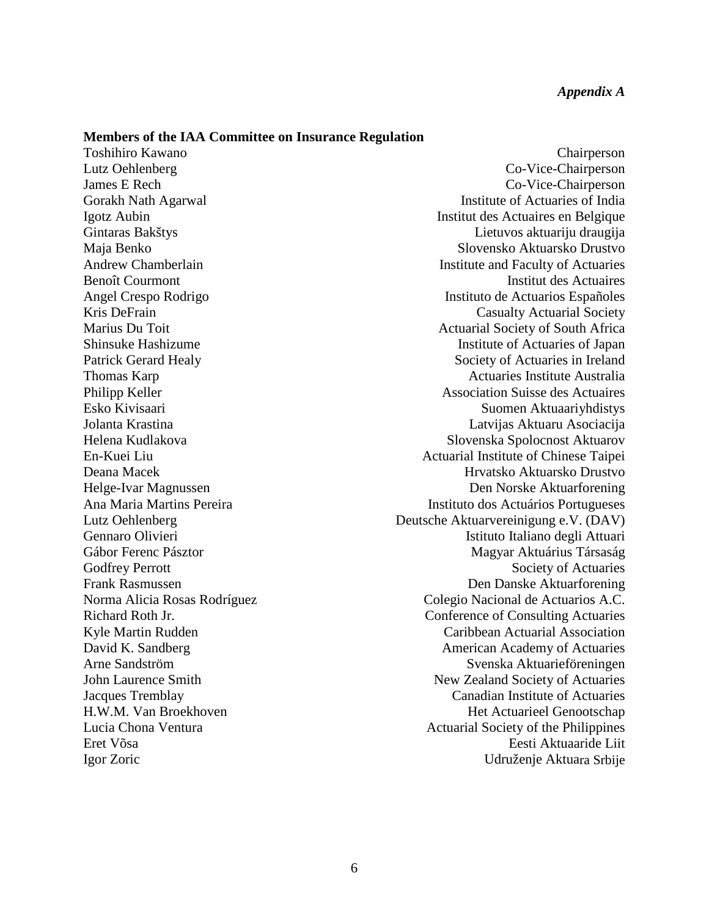*Appendix A*

**Members of the IAA Committee on Insurance Regulation**

| | |
|---|---|
| Toshihiro Kawano | Chairperson |
| Lutz Oehlenberg | Co-Vice-Chairperson |
| James E Rech | Co-Vice-Chairperson |
| Gorakh Nath Agarwal | Institute of Actuaries of India |
| Igotz Aubin | Institut des Actuaires en Belgique |
| Gintaras Bakštys | Lietuvos aktuariju draugija |
| Maja Benko | Slovensko Aktuarsko Drustvo |
| Andrew Chamberlain | Institute and Faculty of Actuaries |
| Benoît Courmont | Institut des Actuaires |
| Angel Crespo Rodrigo | Instituto de Actuarios Españoles |
| Kris DeFrain | Casualty Actuarial Society |
| Marius Du Toit | Actuarial Society of South Africa |
| Shinsuke Hashizume | Institute of Actuaries of Japan |
| Patrick Gerard Healy | Society of Actuaries in Ireland |
| Thomas Karp | Actuaries Institute Australia |
| Philipp Keller | Association Suisse des Actuaires |
| Esko Kivisaari | Suomen Aktuaariyhdistys |
| Jolanta Krastina | Latvijas Aktuaru Asociacija |
| Helena Kudlakova | Slovenska Spolocnost Aktuarov |
| En-Kuei Liu | Actuarial Institute of Chinese Taipei |
| Deana Macek | Hrvatsko Aktuarsko Drustvo |
| Helge-Ivar Magnussen | Den Norske Aktuarforening |
| Ana Maria Martins Pereira | Instituto dos Actuários Portugueses |
| Lutz Oehlenberg | Deutsche Aktuarvereinigung e.V. (DAV) |
| Gennaro Olivieri | Istituto Italiano degli Attuari |
| Gábor Ferenc Pásztor | Magyar Aktuárius Társaság |
| Godfrey Perrott | Society of Actuaries |
| Frank Rasmussen | Den Danske Aktuarforening |
| Norma Alicia Rosas Rodríguez | Colegio Nacional de Actuarios A.C. |
| Richard Roth Jr. | Conference of Consulting Actuaries |
| Kyle Martin Rudden | Caribbean Actuarial Association |
| David K. Sandberg | American Academy of Actuaries |
| Arne Sandström | Svenska Aktuarieföreningen |
| John Laurence Smith | New Zealand Society of Actuaries |
| Jacques Tremblay | Canadian Institute of Actuaries |
| H.W.M. Van Broekhoven | Het Actuarieel Genootschap |
| Lucia Chona Ventura | Actuarial Society of the Philippines |
| Eret Võsa | Eesti Aktuaaride Liit |
| Igor Zoric | Udruženje Aktuara Srbije |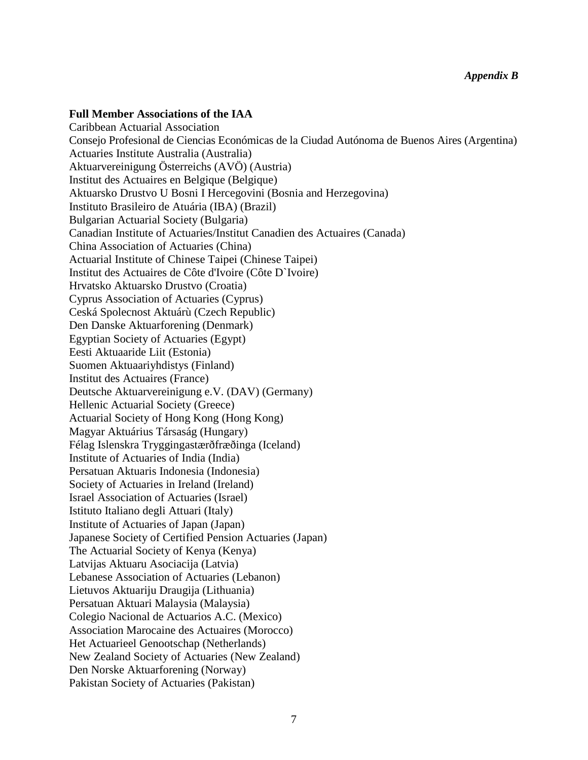*Appendix B*

**Full Member Associations of the IAA**

Caribbean Actuarial Association
Consejo Profesional de Ciencias Económicas de la Ciudad Autónoma de Buenos Aires (Argentina)
Actuaries Institute Australia (Australia)
Aktuarvereinigung Österreichs (AVÖ) (Austria)
Institut des Actuaires en Belgique (Belgique)
Aktuarsko Drustvo U Bosni I Hercegovini (Bosnia and Herzegovina)
Instituto Brasileiro de Atuária (IBA) (Brazil)
Bulgarian Actuarial Society (Bulgaria)
Canadian Institute of Actuaries/Institut Canadien des Actuaires (Canada)
China Association of Actuaries (China)
Actuarial Institute of Chinese Taipei (Chinese Taipei)
Institut des Actuaires de Côte d'Ivoire (Côte D`Ivoire)
Hrvatsko Aktuarsko Drustvo (Croatia)
Cyprus Association of Actuaries (Cyprus)
Ceská Spolecnost Aktuárù (Czech Republic)
Den Danske Aktuarforening (Denmark)
Egyptian Society of Actuaries (Egypt)
Eesti Aktuaaride Liit (Estonia)
Suomen Aktuaariyhdistys (Finland)
Institut des Actuaires (France)
Deutsche Aktuarvereinigung e.V. (DAV) (Germany)
Hellenic Actuarial Society (Greece)
Actuarial Society of Hong Kong (Hong Kong)
Magyar Aktuárius Társaság (Hungary)
Félag Islenskra Tryggingastærðfræðinga (Iceland)
Institute of Actuaries of India (India)
Persatuan Aktuaris Indonesia (Indonesia)
Society of Actuaries in Ireland (Ireland)
Israel Association of Actuaries (Israel)
Istituto Italiano degli Attuari (Italy)
Institute of Actuaries of Japan (Japan)
Japanese Society of Certified Pension Actuaries (Japan)
The Actuarial Society of Kenya (Kenya)
Latvijas Aktuaru Asociacija (Latvia)
Lebanese Association of Actuaries (Lebanon)
Lietuvos Aktuariju Draugija (Lithuania)
Persatuan Aktuari Malaysia (Malaysia)
Colegio Nacional de Actuarios A.C. (Mexico)
Association Marocaine des Actuaires (Morocco)
Het Actuarieel Genootschap (Netherlands)
New Zealand Society of Actuaries (New Zealand)
Den Norske Aktuarforening (Norway)
Pakistan Society of Actuaries (Pakistan)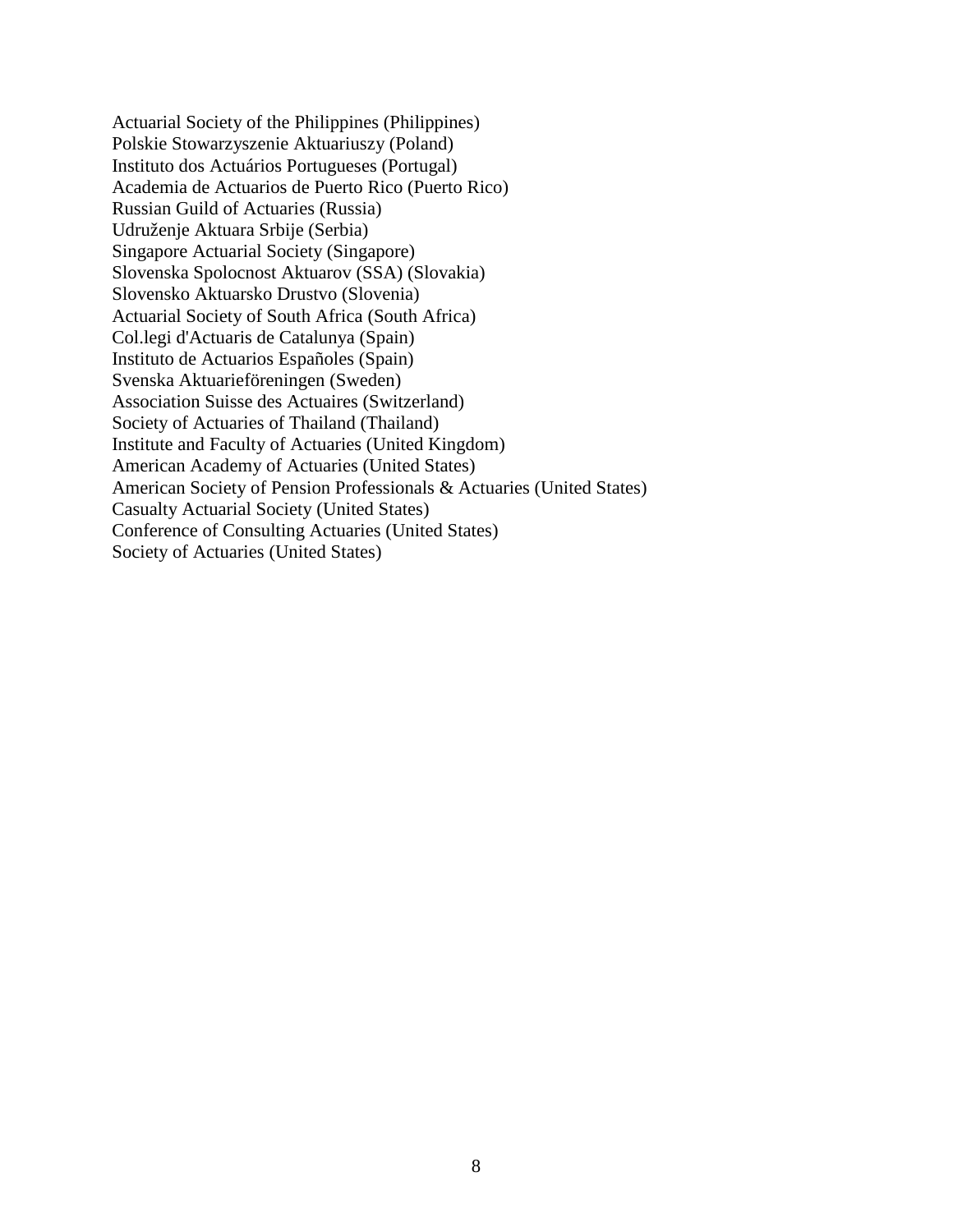Actuarial Society of the Philippines (Philippines)
Polskie Stowarzyszenie Aktuariuszy (Poland)
Instituto dos Actuários Portugueses (Portugal)
Academia de Actuarios de Puerto Rico (Puerto Rico)
Russian Guild of Actuaries (Russia)
Udruženje Aktuara Srbije (Serbia)
Singapore Actuarial Society (Singapore)
Slovenska Spolocnost Aktuarov (SSA) (Slovakia)
Slovensko Aktuarsko Drustvo (Slovenia)
Actuarial Society of South Africa (South Africa)
Col.legi d'Actuaris de Catalunya (Spain)
Instituto de Actuarios Españoles (Spain)
Svenska Aktuarieföreningen (Sweden)
Association Suisse des Actuaires (Switzerland)
Society of Actuaries of Thailand (Thailand)
Institute and Faculty of Actuaries (United Kingdom)
American Academy of Actuaries (United States)
American Society of Pension Professionals & Actuaries (United States)
Casualty Actuarial Society (United States)
Conference of Consulting Actuaries (United States)
Society of Actuaries (United States)